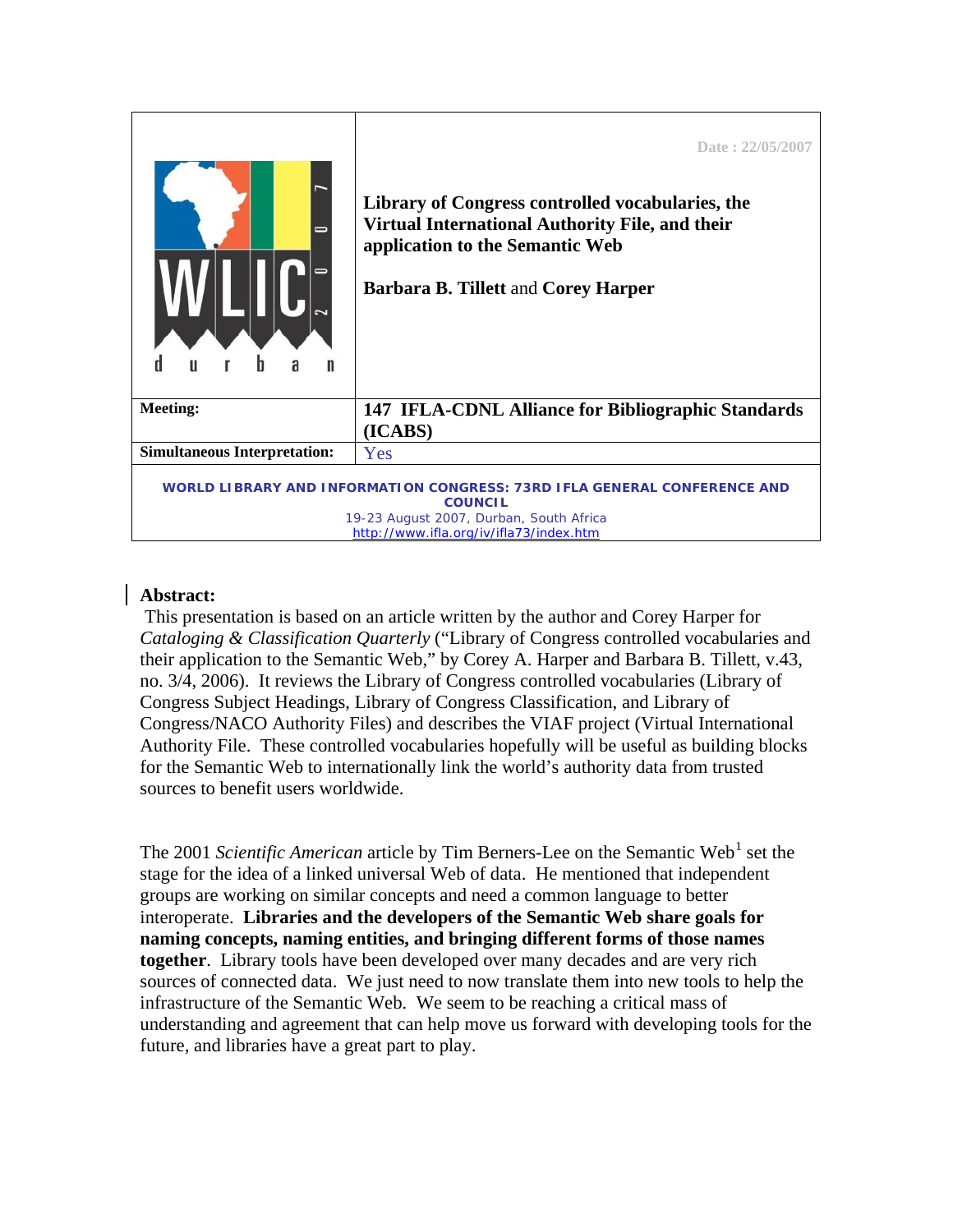Date : 22/05/2007

**Library of Congress controlled vocabularies, the Virtual International Authority File, and their application to the Semantic Web**

**Barbara B. Tillett** and **Corey Harper**

| | |
|---|---|
| **Meeting:** | **147 IFLA-CDNL Alliance for Bibliographic Standards (ICABS)** |
| **Simultaneous Interpretation:** | Yes |

**WORLD LIBRARY AND INFORMATION CONGRESS: 73RD IFLA GENERAL CONFERENCE AND COUNCIL**
19-23 August 2007, Durban, South Africa
http://www.ifla.org/iv/ifla73/index.htm

## Abstract:

This presentation is based on an article written by the author and Corey Harper for *Cataloging & Classification Quarterly* ("Library of Congress controlled vocabularies and their application to the Semantic Web," by Corey A. Harper and Barbara B. Tillett, v.43, no. 3/4, 2006). It reviews the Library of Congress controlled vocabularies (Library of Congress Subject Headings, Library of Congress Classification, and Library of Congress/NACO Authority Files) and describes the VIAF project (Virtual International Authority File. These controlled vocabularies hopefully will be useful as building blocks for the Semantic Web to internationally link the world's authority data from trusted sources to benefit users worldwide.

The 2001 *Scientific American* article by Tim Berners-Lee on the Semantic Web[1] set the stage for the idea of a linked universal Web of data. He mentioned that independent groups are working on similar concepts and need a common language to better interoperate. **Libraries and the developers of the Semantic Web share goals for naming concepts, naming entities, and bringing different forms of those names together**. Library tools have been developed over many decades and are very rich sources of connected data. We just need to now translate them into new tools to help the infrastructure of the Semantic Web. We seem to be reaching a critical mass of understanding and agreement that can help move us forward with developing tools for the future, and libraries have a great part to play.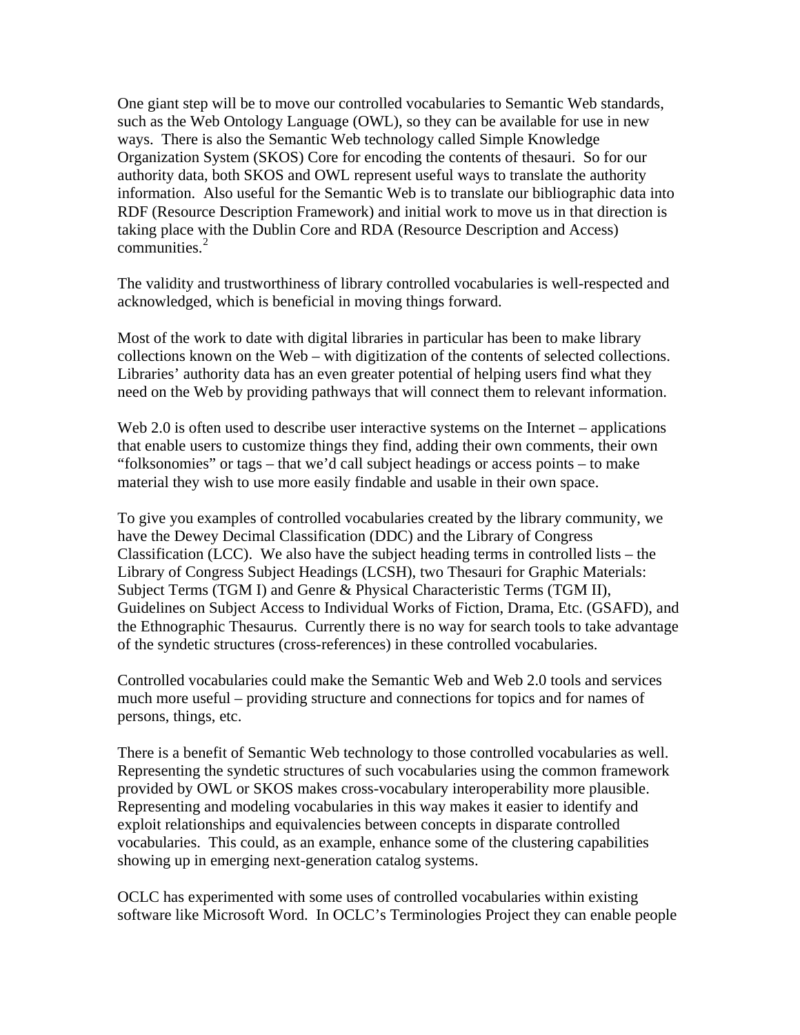One giant step will be to move our controlled vocabularies to Semantic Web standards, such as the Web Ontology Language (OWL), so they can be available for use in new ways. There is also the Semantic Web technology called Simple Knowledge Organization System (SKOS) Core for encoding the contents of thesauri. So for our authority data, both SKOS and OWL represent useful ways to translate the authority information. Also useful for the Semantic Web is to translate our bibliographic data into RDF (Resource Description Framework) and initial work to move us in that direction is taking place with the Dublin Core and RDA (Resource Description and Access) communities.[2]

The validity and trustworthiness of library controlled vocabularies is well-respected and acknowledged, which is beneficial in moving things forward.

Most of the work to date with digital libraries in particular has been to make library collections known on the Web – with digitization of the contents of selected collections. Libraries' authority data has an even greater potential of helping users find what they need on the Web by providing pathways that will connect them to relevant information.

Web 2.0 is often used to describe user interactive systems on the Internet – applications that enable users to customize things they find, adding their own comments, their own "folksonomies" or tags – that we'd call subject headings or access points – to make material they wish to use more easily findable and usable in their own space.

To give you examples of controlled vocabularies created by the library community, we have the Dewey Decimal Classification (DDC) and the Library of Congress Classification (LCC). We also have the subject heading terms in controlled lists – the Library of Congress Subject Headings (LCSH), two Thesauri for Graphic Materials: Subject Terms (TGM I) and Genre & Physical Characteristic Terms (TGM II), Guidelines on Subject Access to Individual Works of Fiction, Drama, Etc. (GSAFD), and the Ethnographic Thesaurus. Currently there is no way for search tools to take advantage of the syndetic structures (cross-references) in these controlled vocabularies.

Controlled vocabularies could make the Semantic Web and Web 2.0 tools and services much more useful – providing structure and connections for topics and for names of persons, things, etc.

There is a benefit of Semantic Web technology to those controlled vocabularies as well. Representing the syndetic structures of such vocabularies using the common framework provided by OWL or SKOS makes cross-vocabulary interoperability more plausible. Representing and modeling vocabularies in this way makes it easier to identify and exploit relationships and equivalencies between concepts in disparate controlled vocabularies. This could, as an example, enhance some of the clustering capabilities showing up in emerging next-generation catalog systems.

OCLC has experimented with some uses of controlled vocabularies within existing software like Microsoft Word. In OCLC's Terminologies Project they can enable people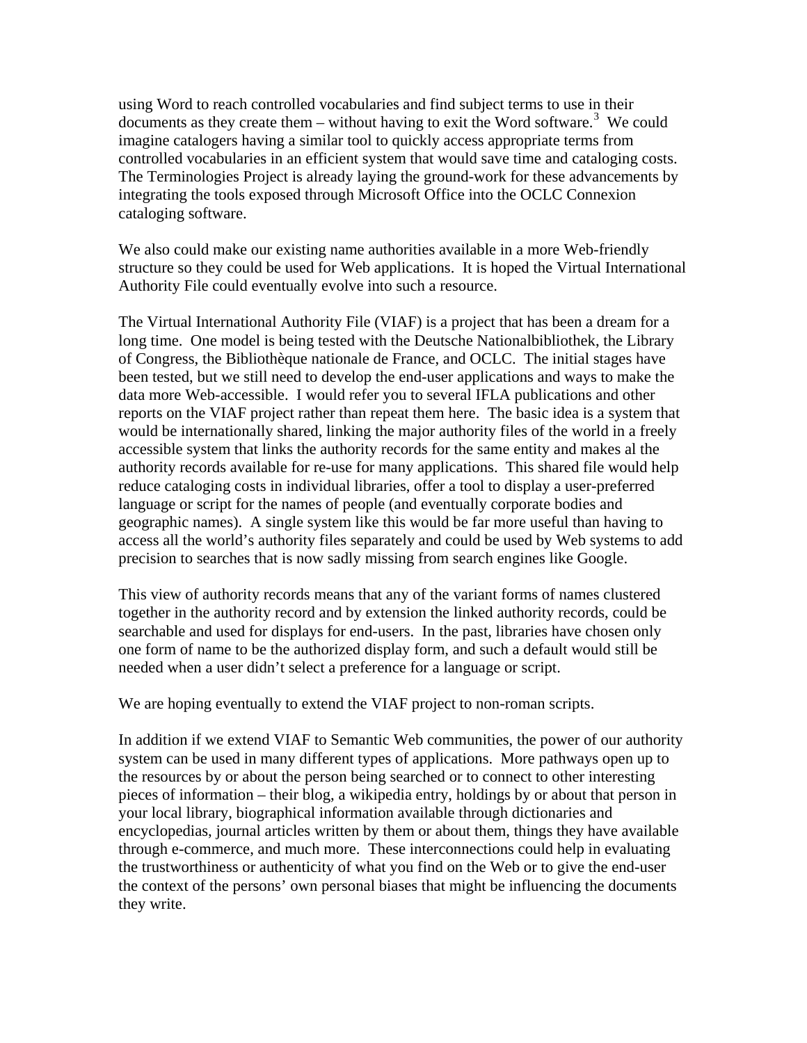using Word to reach controlled vocabularies and find subject terms to use in their documents as they create them – without having to exit the Word software.[3] We could imagine catalogers having a similar tool to quickly access appropriate terms from controlled vocabularies in an efficient system that would save time and cataloging costs. The Terminologies Project is already laying the ground-work for these advancements by integrating the tools exposed through Microsoft Office into the OCLC Connexion cataloging software.

We also could make our existing name authorities available in a more Web-friendly structure so they could be used for Web applications. It is hoped the Virtual International Authority File could eventually evolve into such a resource.

The Virtual International Authority File (VIAF) is a project that has been a dream for a long time. One model is being tested with the Deutsche Nationalbibliothek, the Library of Congress, the Bibliothèque nationale de France, and OCLC. The initial stages have been tested, but we still need to develop the end-user applications and ways to make the data more Web-accessible. I would refer you to several IFLA publications and other reports on the VIAF project rather than repeat them here. The basic idea is a system that would be internationally shared, linking the major authority files of the world in a freely accessible system that links the authority records for the same entity and makes al the authority records available for re-use for many applications. This shared file would help reduce cataloging costs in individual libraries, offer a tool to display a user-preferred language or script for the names of people (and eventually corporate bodies and geographic names). A single system like this would be far more useful than having to access all the world's authority files separately and could be used by Web systems to add precision to searches that is now sadly missing from search engines like Google.

This view of authority records means that any of the variant forms of names clustered together in the authority record and by extension the linked authority records, could be searchable and used for displays for end-users. In the past, libraries have chosen only one form of name to be the authorized display form, and such a default would still be needed when a user didn't select a preference for a language or script.

We are hoping eventually to extend the VIAF project to non-roman scripts.

In addition if we extend VIAF to Semantic Web communities, the power of our authority system can be used in many different types of applications. More pathways open up to the resources by or about the person being searched or to connect to other interesting pieces of information – their blog, a wikipedia entry, holdings by or about that person in your local library, biographical information available through dictionaries and encyclopedias, journal articles written by them or about them, things they have available through e-commerce, and much more. These interconnections could help in evaluating the trustworthiness or authenticity of what you find on the Web or to give the end-user the context of the persons' own personal biases that might be influencing the documents they write.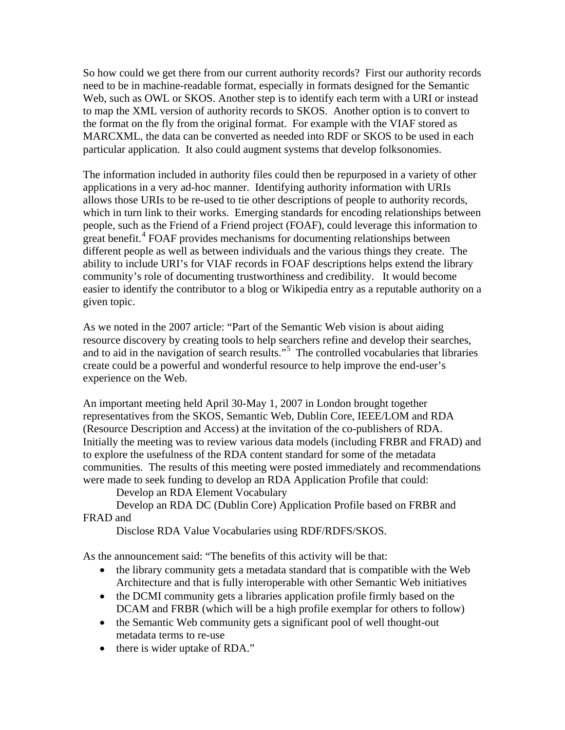So how could we get there from our current authority records? First our authority records need to be in machine-readable format, especially in formats designed for the Semantic Web, such as OWL or SKOS. Another step is to identify each term with a URI or instead to map the XML version of authority records to SKOS. Another option is to convert to the format on the fly from the original format. For example with the VIAF stored as MARCXML, the data can be converted as needed into RDF or SKOS to be used in each particular application. It also could augment systems that develop folksonomies.

The information included in authority files could then be repurposed in a variety of other applications in a very ad-hoc manner. Identifying authority information with URIs allows those URIs to be re-used to tie other descriptions of people to authority records, which in turn link to their works. Emerging standards for encoding relationships between people, such as the Friend of a Friend project (FOAF), could leverage this information to great benefit.[4] FOAF provides mechanisms for documenting relationships between different people as well as between individuals and the various things they create. The ability to include URI's for VIAF records in FOAF descriptions helps extend the library community's role of documenting trustworthiness and credibility. It would become easier to identify the contributor to a blog or Wikipedia entry as a reputable authority on a given topic.

As we noted in the 2007 article: "Part of the Semantic Web vision is about aiding resource discovery by creating tools to help searchers refine and develop their searches, and to aid in the navigation of search results."[5] The controlled vocabularies that libraries create could be a powerful and wonderful resource to help improve the end-user's experience on the Web.

An important meeting held April 30-May 1, 2007 in London brought together representatives from the SKOS, Semantic Web, Dublin Core, IEEE/LOM and RDA (Resource Description and Access) at the invitation of the co-publishers of RDA. Initially the meeting was to review various data models (including FRBR and FRAD) and to explore the usefulness of the RDA content standard for some of the metadata communities. The results of this meeting were posted immediately and recommendations were made to seek funding to develop an RDA Application Profile that could:

Develop an RDA Element Vocabulary

Develop an RDA DC (Dublin Core) Application Profile based on FRBR and FRAD and

Disclose RDA Value Vocabularies using RDF/RDFS/SKOS.

As the announcement said: "The benefits of this activity will be that:

- the library community gets a metadata standard that is compatible with the Web Architecture and that is fully interoperable with other Semantic Web initiatives
- the DCMI community gets a libraries application profile firmly based on the DCAM and FRBR (which will be a high profile exemplar for others to follow)
- the Semantic Web community gets a significant pool of well thought-out metadata terms to re-use
- there is wider uptake of RDA."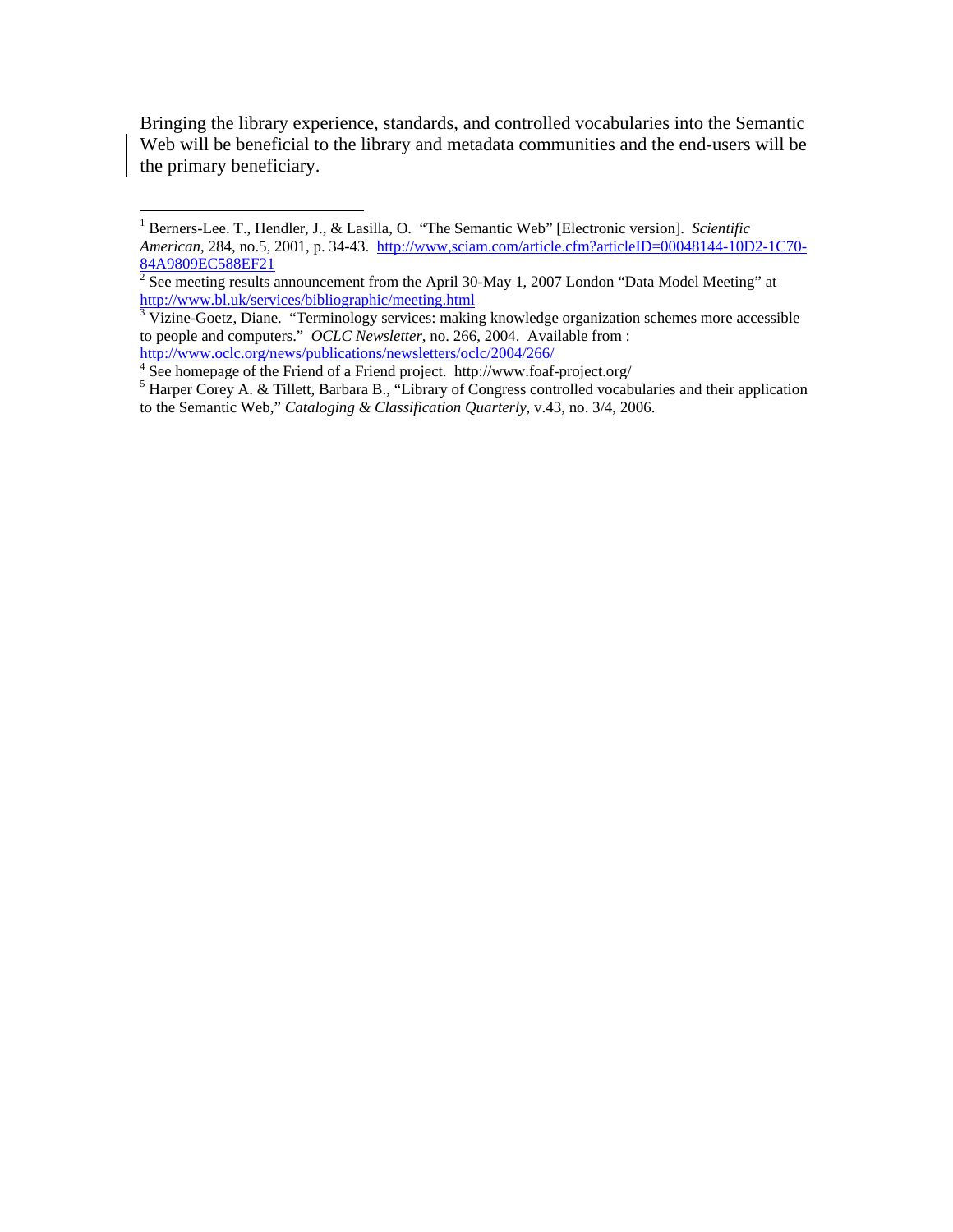Bringing the library experience, standards, and controlled vocabularies into the Semantic Web will be beneficial to the library and metadata communities and the end-users will be the primary beneficiary.

---

[1] Berners-Lee. T., Hendler, J., & Lasilla, O. "The Semantic Web" [Electronic version]. *Scientific American*, 284, no.5, 2001, p. 34-43. http://www,sciam.com/article.cfm?articleID=00048144-10D2-1C70-84A9809EC588EF21

[2] See meeting results announcement from the April 30-May 1, 2007 London "Data Model Meeting" at http://www.bl.uk/services/bibliographic/meeting.html

[3] Vizine-Goetz, Diane. "Terminology services: making knowledge organization schemes more accessible to people and computers." *OCLC Newsletter*, no. 266, 2004. Available from : http://www.oclc.org/news/publications/newsletters/oclc/2004/266/

[4] See homepage of the Friend of a Friend project. http://www.foaf-project.org/

[5] Harper Corey A. & Tillett, Barbara B., "Library of Congress controlled vocabularies and their application to the Semantic Web," *Cataloging & Classification Quarterly*, v.43, no. 3/4, 2006.